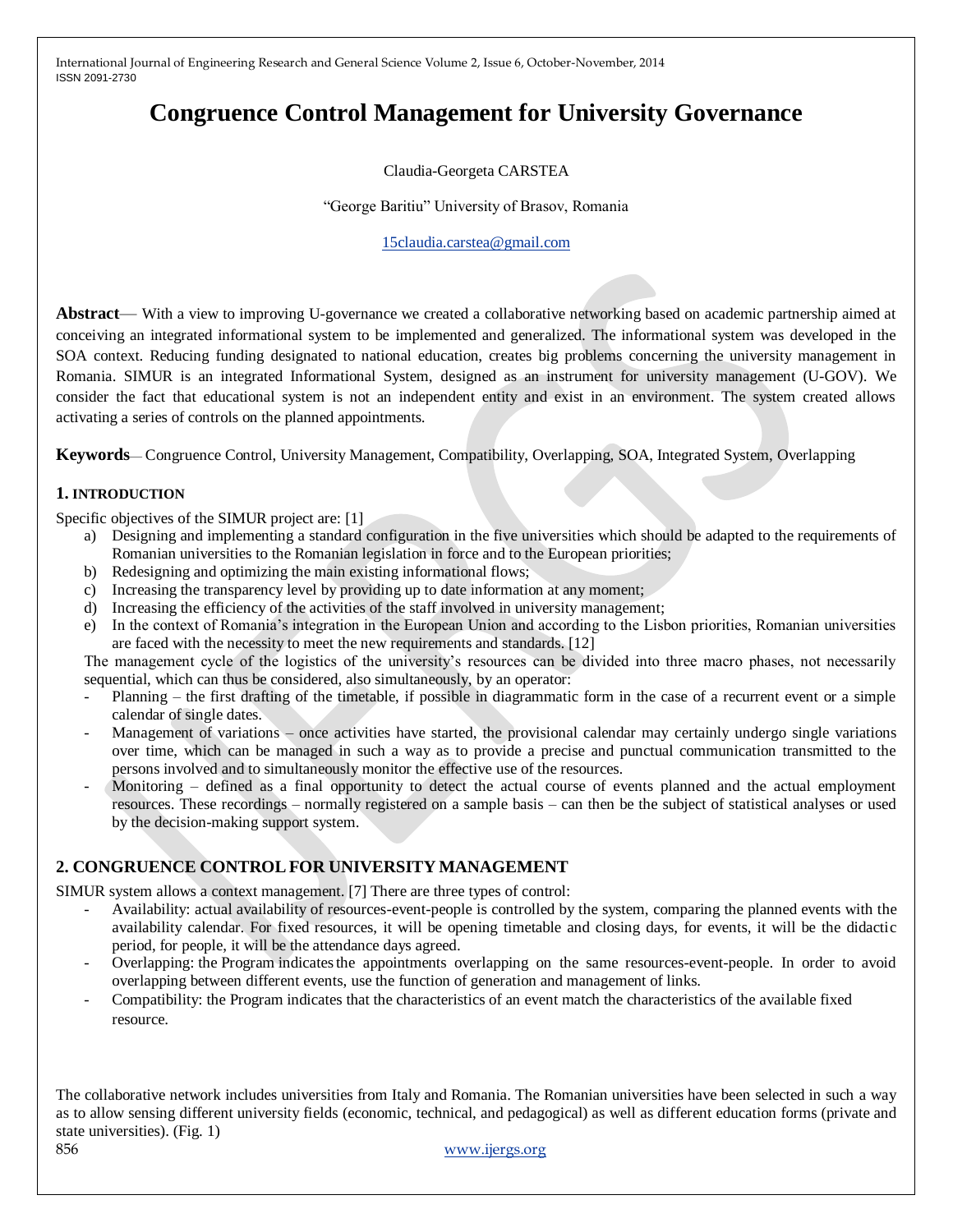# Congruence Control Management for University Governance

Claudia-Georgeta CARSTEA

"George Baritiu" University of Brasov, Romania

15claudia.carstea@gmail.com

**Abstract**— With a view to improving U-governance we created a collaborative networking based on academic partnership aimed at conceiving an integrated informational system to be implemented and generalized. The informational system was developed in the SOA context. Reducing funding designated to national education, creates big problems concerning the university management in Romania. SIMUR is an integrated Informational System, designed as an instrument for university management (U-GOV). We consider the fact that educational system is not an independent entity and exist in an environment. The system created allows activating a series of controls on the planned appointments.

**Keywords**— Congruence Control, University Management, Compatibility, Overlapping, SOA, Integrated System, Overlapping

## 1. INTRODUCTION

Specific objectives of the SIMUR project are: [1]

a) Designing and implementing a standard configuration in the five universities which should be adapted to the requirements of Romanian universities to the Romanian legislation in force and to the European priorities;
b) Redesigning and optimizing the main existing informational flows;
c) Increasing the transparency level by providing up to date information at any moment;
d) Increasing the efficiency of the activities of the staff involved in university management;
e) In the context of Romania's integration in the European Union and according to the Lisbon priorities, Romanian universities are faced with the necessity to meet the new requirements and standards. [12]

The management cycle of the logistics of the university's resources can be divided into three macro phases, not necessarily sequential, which can thus be considered, also simultaneously, by an operator:

- Planning – the first drafting of the timetable, if possible in diagrammatic form in the case of a recurrent event or a simple calendar of single dates.
- Management of variations – once activities have started, the provisional calendar may certainly undergo single variations over time, which can be managed in such a way as to provide a precise and punctual communication transmitted to the persons involved and to simultaneously monitor the effective use of the resources.
- Monitoring – defined as a final opportunity to detect the actual course of events planned and the actual employment resources. These recordings – normally registered on a sample basis – can then be the subject of statistical analyses or used by the decision-making support system.

## 2. CONGRUENCE CONTROL FOR UNIVERSITY MANAGEMENT

SIMUR system allows a context management. [7] There are three types of control:

- Availability: actual availability of resources-event-people is controlled by the system, comparing the planned events with the availability calendar. For fixed resources, it will be opening timetable and closing days, for events, it will be the didactic period, for people, it will be the attendance days agreed.
- Overlapping: the Program indicates the appointments overlapping on the same resources-event-people. In order to avoid overlapping between different events, use the function of generation and management of links.
- Compatibility: the Program indicates that the characteristics of an event match the characteristics of the available fixed resource.

The collaborative network includes universities from Italy and Romania. The Romanian universities have been selected in such a way as to allow sensing different university fields (economic, technical, and pedagogical) as well as different education forms (private and state universities). (Fig. 1)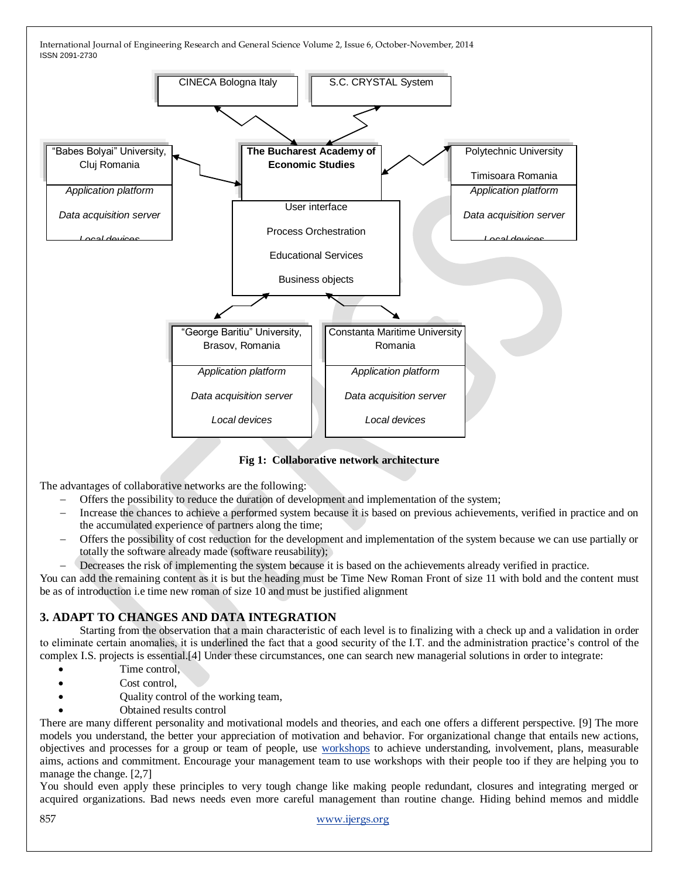CINECA Bologna Italy

S.C. CRYSTAL System

"Babes Bolyai" University, Cluj Romania

Application platform

Data acquisition server

Local devices

The Bucharest Academy of Economic Studies

User interface

Process Orchestration

Educational Services

Business objects

Polytechnic University Timisoara Romania

Application platform

Data acquisition server

Local devices

"George Baritiu" University, Brasov, Romania

Application platform

Data acquisition server

Local devices

Constanta Maritime University Romania

Application platform

Data acquisition server

Local devices

**Fig 1: Collaborative network architecture**

The advantages of collaborative networks are the following:

- Offers the possibility to reduce the duration of development and implementation of the system;
- Increase the chances to achieve a performed system because it is based on previous achievements, verified in practice and on the accumulated experience of partners along the time;
- Offers the possibility of cost reduction for the development and implementation of the system because we can use partially or totally the software already made (software reusability);
- Decreases the risk of implementing the system because it is based on the achievements already verified in practice.

You can add the remaining content as it is but the heading must be Time New Roman Front of size 11 with bold and the content must be as of introduction i.e time new roman of size 10 and must be justified alignment

## 3. ADAPT TO CHANGES AND DATA INTEGRATION

Starting from the observation that a main characteristic of each level is to finalizing with a check up and a validation in order to eliminate certain anomalies, it is underlined the fact that a good security of the I.T. and the administration practice's control of the complex I.S. projects is essential.[4] Under these circumstances, one can search new managerial solutions in order to integrate:

- Time control,
- Cost control,
- Quality control of the working team,
- Obtained results control

There are many different personality and motivational models and theories, and each one offers a different perspective. [9] The more models you understand, the better your appreciation of motivation and behavior. For organizational change that entails new actions, objectives and processes for a group or team of people, use workshops to achieve understanding, involvement, plans, measurable aims, actions and commitment. Encourage your management team to use workshops with their people too if they are helping you to manage the change. [2,7]

You should even apply these principles to very tough change like making people redundant, closures and integrating merged or acquired organizations. Bad news needs even more careful management than routine change. Hiding behind memos and middle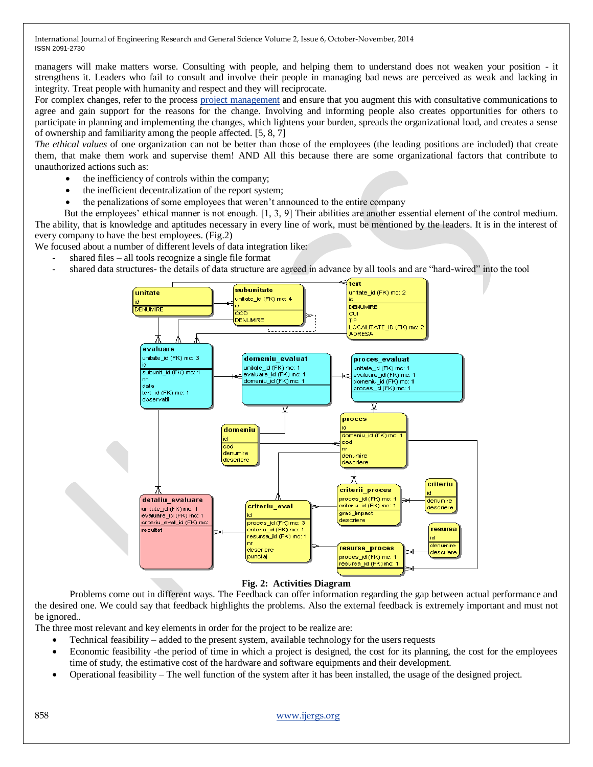managers will make matters worse. Consulting with people, and helping them to understand does not weaken your position - it strengthens it. Leaders who fail to consult and involve their people in managing bad news are perceived as weak and lacking in integrity. Treat people with humanity and respect and they will reciprocate.

For complex changes, refer to the process project management and ensure that you augment this with consultative communications to agree and gain support for the reasons for the change. Involving and informing people also creates opportunities for others to participate in planning and implementing the changes, which lightens your burden, spreads the organizational load, and creates a sense of ownership and familiarity among the people affected. [5, 8, 7]

*The ethical values* of one organization can not be better than those of the employees (the leading positions are included) that create them, that make them work and supervise them! AND All this because there are some organizational factors that contribute to unauthorized actions such as:

- the inefficiency of controls within the company;
- the inefficient decentralization of the report system;
- the penalizations of some employees that weren't announced to the entire company

But the employees' ethical manner is not enough. [1, 3, 9] Their abilities are another essential element of the control medium. The ability, that is knowledge and aptitudes necessary in every line of work, must be mentioned by the leaders. It is in the interest of every company to have the best employees. (Fig.2)

We focused about a number of different levels of data integration like:

- shared files – all tools recognize a single file format
- shared data structures- the details of data structure are agreed in advance by all tools and are "hard-wired" into the tool

unitate
id
DENUMIRE

subunitate
unitate_id (FK) mc: 4
id
COD
DENUMIRE

tert
unitate_id (FK) mc: 2
id
DENUMIRE
CUI
TIP
LOCALITATE_ID (FK) mc: 2
ADRESA

evaluare
unitate_id (FK) mc: 3
id
subunit_id (FK) mc: 1
nr
data
tert_id (FK) mc: 1
observatii

domeniu_evaluat
unitate_id (FK) mc: 1
evaluare_id (FK) mc: 1
domeniu_id (FK) mc: 1

proces_evaluat
unitate_id (FK) mc: 1
evaluare_id (FK) mc: 1
domeniu_id (FK) mc: 1
proces_id (FK) mc: 1

domeniu
id
cod
denumire
descriere

proces
id
domeniu_id (FK) mc: 1
cod
nr
denumire
descriere

criterii_proces
proces_id (FK) mc: 1
criteriu_id (FK) mc: 1
grad_impact
descriere

criteriu
id
denumire
descriere

detaliu_evaluare
unitate_id (FK) mc: 1
evaluare_id (FK) mc: 1
criteriu_eval_id (FK) mc:
rezultat

criteriu_eval
id
proces_id (FK) mc: 3
criteriu_id (FK) mc: 1
resursa_id (FK) mc: 1
nr
descriere
punctaj

resurse_proces
proces_id (FK) mc: 1
resursa_id (FK) mc: 1

resursa
id
denumire
descriere

**Fig. 2: Activities Diagram**

Problems come out in different ways. The Feedback can offer information regarding the gap between actual performance and the desired one. We could say that feedback highlights the problems. Also the external feedback is extremely important and must not be ignored..

The three most relevant and key elements in order for the project to be realize are:

- Technical feasibility – added to the present system, available technology for the users requests
- Economic feasibility -the period of time in which a project is designed, the cost for its planning, the cost for the employees time of study, the estimative cost of the hardware and software equipments and their development.
- Operational feasibility – The well function of the system after it has been installed, the usage of the designed project.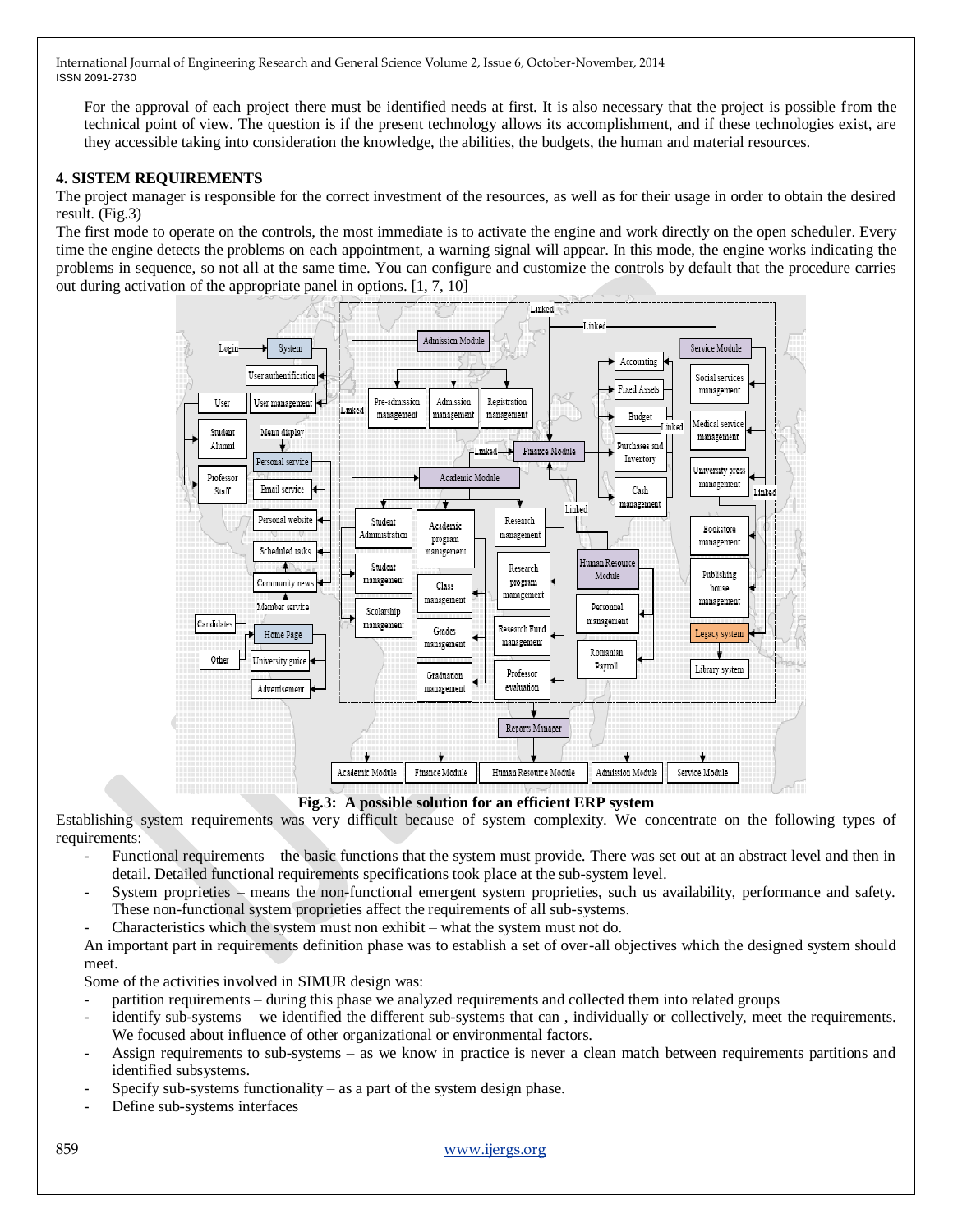For the approval of each project there must be identified needs at first. It is also necessary that the project is possible from the technical point of view. The question is if the present technology allows its accomplishment, and if these technologies exist, are they accessible taking into consideration the knowledge, the abilities, the budgets, the human and material resources.

## 4. SISTEM REQUIREMENTS

The project manager is responsible for the correct investment of the resources, as well as for their usage in order to obtain the desired result. (Fig.3)

The first mode to operate on the controls, the most immediate is to activate the engine and work directly on the open scheduler. Every time the engine detects the problems on each appointment, a warning signal will appear. In this mode, the engine works indicating the problems in sequence, so not all at the same time. You can configure and customize the controls by default that the procedure carries out during activation of the appropriate panel in options. [1, 7, 10]

**Fig.3: A possible solution for an efficient ERP system**

Establishing system requirements was very difficult because of system complexity. We concentrate on the following types of requirements:

- Functional requirements – the basic functions that the system must provide. There was set out at an abstract level and then in detail. Detailed functional requirements specifications took place at the sub-system level.
- System proprieties – means the non-functional emergent system proprieties, such us availability, performance and safety. These non-functional system proprieties affect the requirements of all sub-systems.
- Characteristics which the system must non exhibit – what the system must not do.

An important part in requirements definition phase was to establish a set of over-all objectives which the designed system should meet.

Some of the activities involved in SIMUR design was:

- partition requirements – during this phase we analyzed requirements and collected them into related groups
- identify sub-systems – we identified the different sub-systems that can , individually or collectively, meet the requirements. We focused about influence of other organizational or environmental factors.
- Assign requirements to sub-systems – as we know in practice is never a clean match between requirements partitions and identified subsystems.
- Specify sub-systems functionality – as a part of the system design phase.
- Define sub-systems interfaces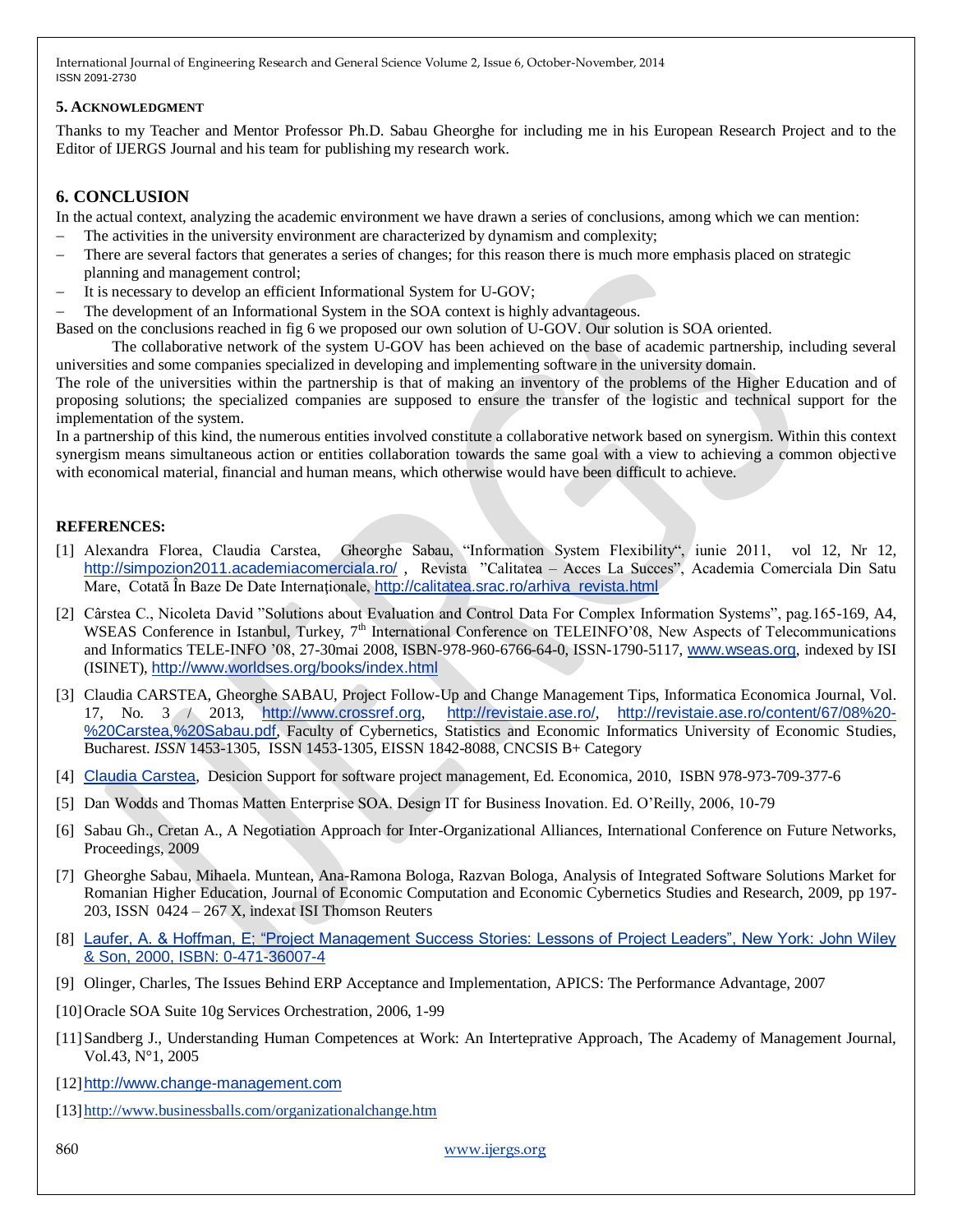## 5. Acknowledgment

Thanks to my Teacher and Mentor Professor Ph.D. Sabau Gheorghe for including me in his European Research Project and to the Editor of IJERGS Journal and his team for publishing my research work.

## 6. CONCLUSION

In the actual context, analyzing the academic environment we have drawn a series of conclusions, among which we can mention:

- The activities in the university environment are characterized by dynamism and complexity;
- There are several factors that generates a series of changes; for this reason there is much more emphasis placed on strategic planning and management control;
- It is necessary to develop an efficient Informational System for U-GOV;
- The development of an Informational System in the SOA context is highly advantageous.

Based on the conclusions reached in fig 6 we proposed our own solution of U-GOV. Our solution is SOA oriented.

The collaborative network of the system U-GOV has been achieved on the base of academic partnership, including several universities and some companies specialized in developing and implementing software in the university domain.

The role of the universities within the partnership is that of making an inventory of the problems of the Higher Education and of proposing solutions; the specialized companies are supposed to ensure the transfer of the logistic and technical support for the implementation of the system.

In a partnership of this kind, the numerous entities involved constitute a collaborative network based on synergism. Within this context synergism means simultaneous action or entities collaboration towards the same goal with a view to achieving a common objective with economical material, financial and human means, which otherwise would have been difficult to achieve.

**REFERENCES:**

[1] Alexandra Florea, Claudia Carstea, Gheorghe Sabau, "Information System Flexibility", iunie 2011, vol 12, Nr 12, http://simpozion2011.academiacomerciala.ro/ , Revista "Calitatea – Acces La Succes", Academia Comerciala Din Satu Mare, Cotată În Baze De Date Internaționale, http://calitatea.srac.ro/arhiva_revista.html

[2] Cârstea C., Nicoleta David "Solutions about Evaluation and Control Data For Complex Information Systems", pag.165-169, A4, WSEAS Conference in Istanbul, Turkey, 7th International Conference on TELEINFO'08, New Aspects of Telecommunications and Informatics TELE-INFO '08, 27-30mai 2008, ISBN-978-960-6766-64-0, ISSN-1790-5117, www.wseas.org, indexed by ISI (ISINET), http://www.worldses.org/books/index.html

[3] Claudia CARSTEA, Gheorghe SABAU, Project Follow-Up and Change Management Tips, Informatica Economica Journal, Vol. 17, No. 3 / 2013, http://www.crossref.org, http://revistaie.ase.ro/, http://revistaie.ase.ro/content/67/08%20-%20Carstea,%20Sabau.pdf, Faculty of Cybernetics, Statistics and Economic Informatics University of Economic Studies, Bucharest. *ISSN* 1453-1305, ISSN 1453-1305, EISSN 1842-8088, CNCSIS B+ Category

[4] Claudia Carstea, Desicion Support for software project management, Ed. Economica, 2010, ISBN 978-973-709-377-6

[5] Dan Wodds and Thomas Matten Enterprise SOA. Design IT for Business Inovation. Ed. O'Reilly, 2006, 10-79

[6] Sabau Gh., Cretan A., A Negotiation Approach for Inter-Organizational Alliances, International Conference on Future Networks, Proceedings, 2009

[7] Gheorghe Sabau, Mihaela. Muntean, Ana-Ramona Bologa, Razvan Bologa, Analysis of Integrated Software Solutions Market for Romanian Higher Education, Journal of Economic Computation and Economic Cybernetics Studies and Research, 2009, pp 197-203, ISSN 0424 – 267 X, indexat ISI Thomson Reuters

[8] Laufer, A. & Hoffman, E: "Project Management Success Stories: Lessons of Project Leaders", New York: John Wiley & Son, 2000, ISBN: 0-471-36007-4

[9] Olinger, Charles, The Issues Behind ERP Acceptance and Implementation, APICS: The Performance Advantage, 2007

[10] Oracle SOA Suite 10g Services Orchestration, 2006, 1-99

[11] Sandberg J., Understanding Human Competences at Work: An Intertepative Approach, The Academy of Management Journal, Vol.43, N°1, 2005

[12] http://www.change-management.com

[13] http://www.businessballs.com/organizationalchange.htm